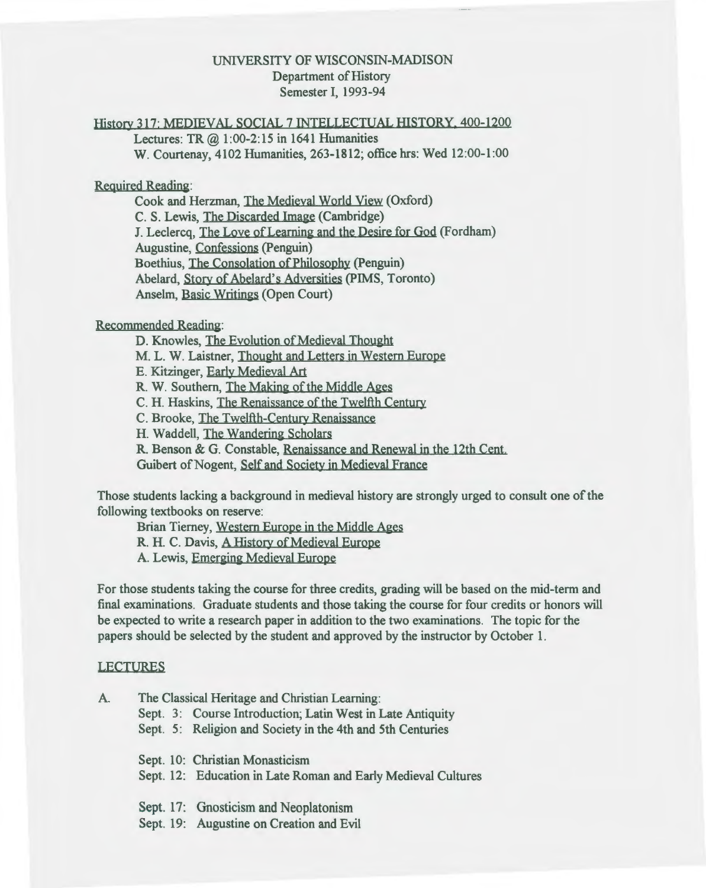UNIVERSITY OF WISCONSIN-MADISON
Department of History
Semester I, 1993-94

History 317: MEDIEVAL SOCIAL 7 INTELLECTUAL HISTORY, 400-1200

Lectures: TR @ 1:00-2:15 in 1641 Humanities
W. Courtenay, 4102 Humanities, 263-1812; office hrs: Wed 12:00-1:00

Required Reading:

- Cook and Herzman, The Medieval World View (Oxford)
- C. S. Lewis, The Discarded Image (Cambridge)
- J. Leclercq, The Love of Learning and the Desire for God (Fordham)
- Augustine, Confessions (Penguin)
- Boethius, The Consolation of Philosophy (Penguin)
- Abelard, Story of Abelard's Adversities (PIMS, Toronto)
- Anselm, Basic Writings (Open Court)

Recommended Reading:

- D. Knowles, The Evolution of Medieval Thought
- M. L. W. Laistner, Thought and Letters in Western Europe
- E. Kitzinger, Early Medieval Art
- R. W. Southern, The Making of the Middle Ages
- C. H. Haskins, The Renaissance of the Twelfth Century
- C. Brooke, The Twelfth-Century Renaissance
- H. Waddell, The Wandering Scholars
- R. Benson & G. Constable, Renaissance and Renewal in the 12th Cent.
- Guibert of Nogent, Self and Society in Medieval France

Those students lacking a background in medieval history are strongly urged to consult one of the following textbooks on reserve:

- Brian Tierney, Western Europe in the Middle Ages
- R. H. C. Davis, A History of Medieval Europe
- A. Lewis, Emerging Medieval Europe

For those students taking the course for three credits, grading will be based on the mid-term and final examinations. Graduate students and those taking the course for four credits or honors will be expected to write a research paper in addition to the two examinations. The topic for the papers should be selected by the student and approved by the instructor by October 1.

LECTURES

A. The Classical Heritage and Christian Learning:

Sept. 3: Course Introduction; Latin West in Late Antiquity
Sept. 5: Religion and Society in the 4th and 5th Centuries

Sept. 10: Christian Monasticism
Sept. 12: Education in Late Roman and Early Medieval Cultures

Sept. 17: Gnosticism and Neoplatonism
Sept. 19: Augustine on Creation and Evil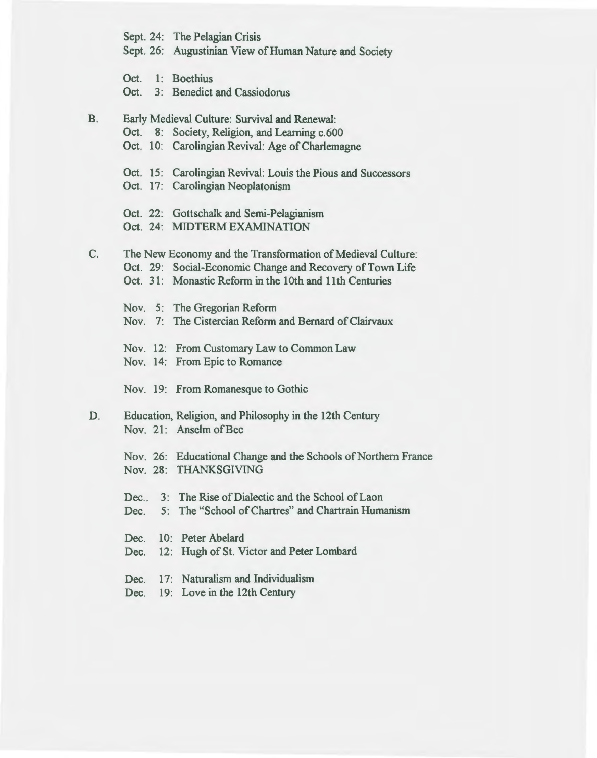Sept. 24: The Pelagian Crisis
Sept. 26: Augustinian View of Human Nature and Society

Oct. 1: Boethius
Oct. 3: Benedict and Cassiodorus

B. Early Medieval Culture: Survival and Renewal:

Oct. 8: Society, Religion, and Learning c.600
Oct. 10: Carolingian Revival: Age of Charlemagne

Oct. 15: Carolingian Revival: Louis the Pious and Successors
Oct. 17: Carolingian Neoplatonism

Oct. 22: Gottschalk and Semi-Pelagianism
Oct. 24: MIDTERM EXAMINATION

C. The New Economy and the Transformation of Medieval Culture:

Oct. 29: Social-Economic Change and Recovery of Town Life
Oct. 31: Monastic Reform in the 10th and 11th Centuries

Nov. 5: The Gregorian Reform
Nov. 7: The Cistercian Reform and Bernard of Clairvaux

Nov. 12: From Customary Law to Common Law
Nov. 14: From Epic to Romance

Nov. 19: From Romanesque to Gothic

D. Education, Religion, and Philosophy in the 12th Century

Nov. 21: Anselm of Bec

Nov. 26: Educational Change and the Schools of Northern France
Nov. 28: THANKSGIVING

Dec.. 3: The Rise of Dialectic and the School of Laon
Dec. 5: The "School of Chartres" and Chartrain Humanism

Dec. 10: Peter Abelard
Dec. 12: Hugh of St. Victor and Peter Lombard

Dec. 17: Naturalism and Individualism
Dec. 19: Love in the 12th Century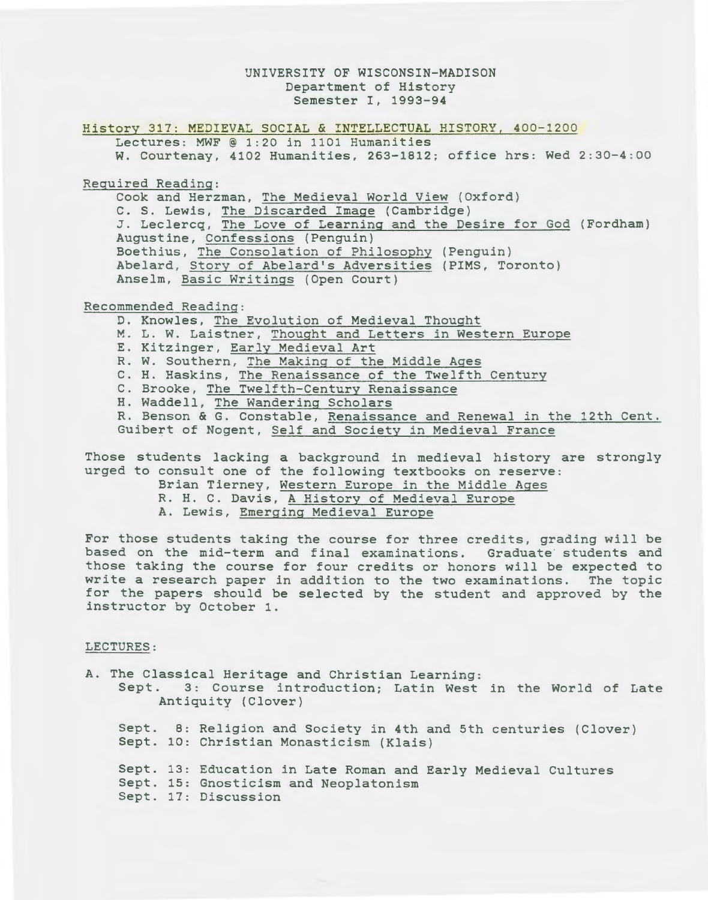UNIVERSITY OF WISCONSIN-MADISON
Department of History
Semester I, 1993-94

## History 317: MEDIEVAL SOCIAL & INTELLECTUAL HISTORY, 400-1200

Lectures: MWF @ 1:20 in 1101 Humanities
W. Courtenay, 4102 Humanities, 263-1812; office hrs: Wed 2:30-4:00

### Required Reading:

Cook and Herzman, The Medieval World View (Oxford)
C. S. Lewis, The Discarded Image (Cambridge)
J. Leclercq, The Love of Learning and the Desire for God (Fordham)
Augustine, Confessions (Penguin)
Boethius, The Consolation of Philosophy (Penguin)
Abelard, Story of Abelard's Adversities (PIMS, Toronto)
Anselm, Basic Writings (Open Court)

### Recommended Reading:

D. Knowles, The Evolution of Medieval Thought
M. L. W. Laistner, Thought and Letters in Western Europe
E. Kitzinger, Early Medieval Art
R. W. Southern, The Making of the Middle Ages
C. H. Haskins, The Renaissance of the Twelfth Century
C. Brooke, The Twelfth-Century Renaissance
H. Waddell, The Wandering Scholars
R. Benson & G. Constable, Renaissance and Renewal in the 12th Cent.
Guibert of Nogent, Self and Society in Medieval France

Those students lacking a background in medieval history are strongly urged to consult one of the following textbooks on reserve:

Brian Tierney, Western Europe in the Middle Ages
R. H. C. Davis, A History of Medieval Europe
A. Lewis, Emerging Medieval Europe

For those students taking the course for three credits, grading will be based on the mid-term and final examinations. Graduate students and those taking the course for four credits or honors will be expected to write a research paper in addition to the two examinations. The topic for the papers should be selected by the student and approved by the instructor by October 1.

### LECTURES:

A. The Classical Heritage and Christian Learning:

Sept. 3: Course introduction; Latin West in the World of Late Antiquity (Clover)

Sept. 8: Religion and Society in 4th and 5th centuries (Clover)
Sept. 10: Christian Monasticism (Klais)

Sept. 13: Education in Late Roman and Early Medieval Cultures
Sept. 15: Gnosticism and Neoplatonism
Sept. 17: Discussion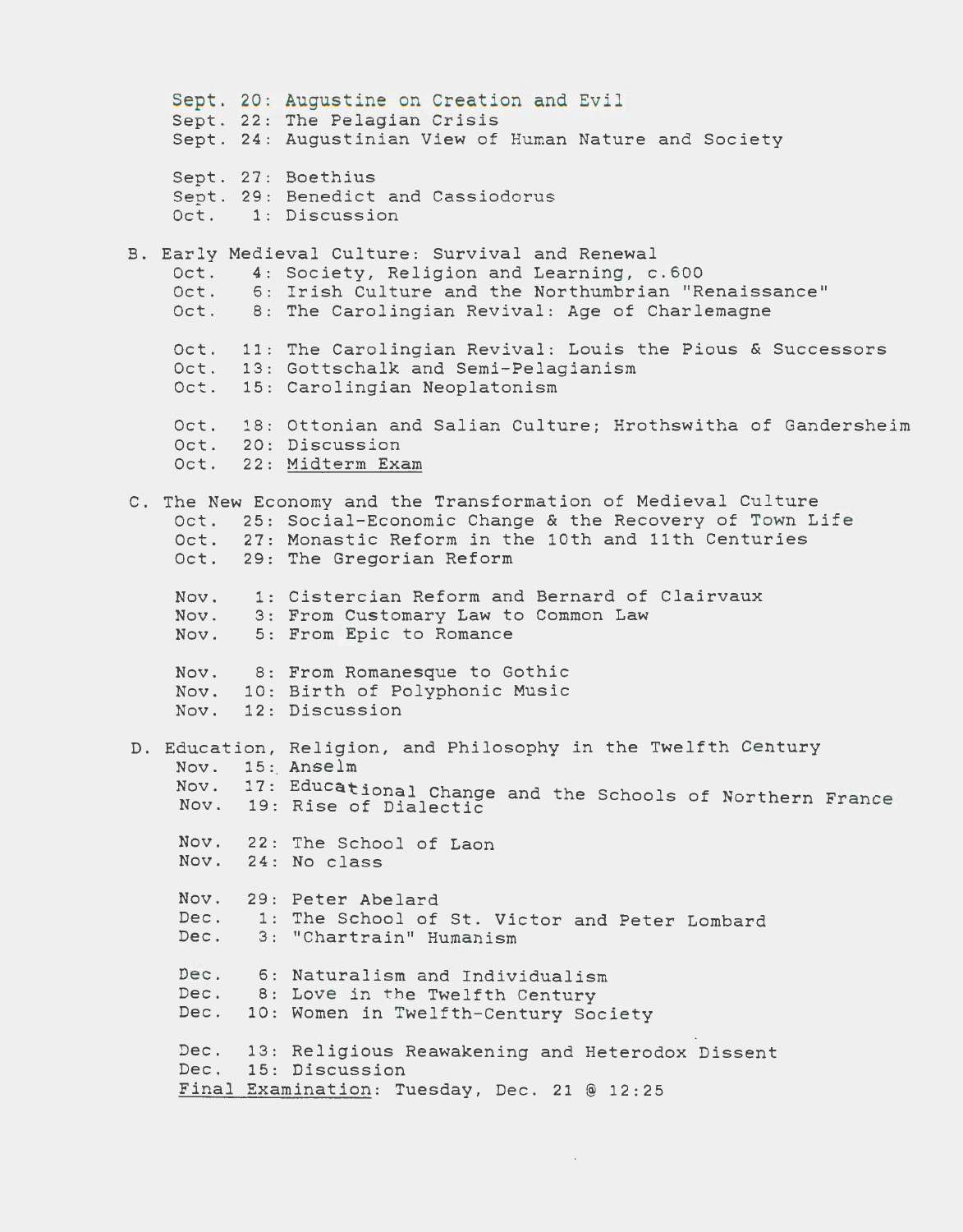Sept. 20: Augustine on Creation and Evil
Sept. 22: The Pelagian Crisis
Sept. 24: Augustinian View of Human Nature and Society

Sept. 27: Boethius
Sept. 29: Benedict and Cassiodorus
Oct. 1: Discussion

B. Early Medieval Culture: Survival and Renewal

Oct. 4: Society, Religion and Learning, c.600
Oct. 6: Irish Culture and the Northumbrian "Renaissance"
Oct. 8: The Carolingian Revival: Age of Charlemagne

Oct. 11: The Carolingian Revival: Louis the Pious & Successors
Oct. 13: Gottschalk and Semi-Pelagianism
Oct. 15: Carolingian Neoplatonism

Oct. 18: Ottonian and Salian Culture; Hrothswitha of Gandersheim
Oct. 20: Discussion
Oct. 22: Midterm Exam

C. The New Economy and the Transformation of Medieval Culture

Oct. 25: Social-Economic Change & the Recovery of Town Life
Oct. 27: Monastic Reform in the 10th and 11th Centuries
Oct. 29: The Gregorian Reform

Nov. 1: Cistercian Reform and Bernard of Clairvaux
Nov. 3: From Customary Law to Common Law
Nov. 5: From Epic to Romance

Nov. 8: From Romanesque to Gothic
Nov. 10: Birth of Polyphonic Music
Nov. 12: Discussion

D. Education, Religion, and Philosophy in the Twelfth Century

Nov. 15: Anselm
Nov. 17: Educational Change and the Schools of Northern France
Nov. 19: Rise of Dialectic

Nov. 22: The School of Laon
Nov. 24: No class

Nov. 29: Peter Abelard
Dec. 1: The School of St. Victor and Peter Lombard
Dec. 3: "Chartrain" Humanism

Dec. 6: Naturalism and Individualism
Dec. 8: Love in the Twelfth Century
Dec. 10: Women in Twelfth-Century Society

Dec. 13: Religious Reawakening and Heterodox Dissent
Dec. 15: Discussion
Final Examination: Tuesday, Dec. 21 @ 12:25